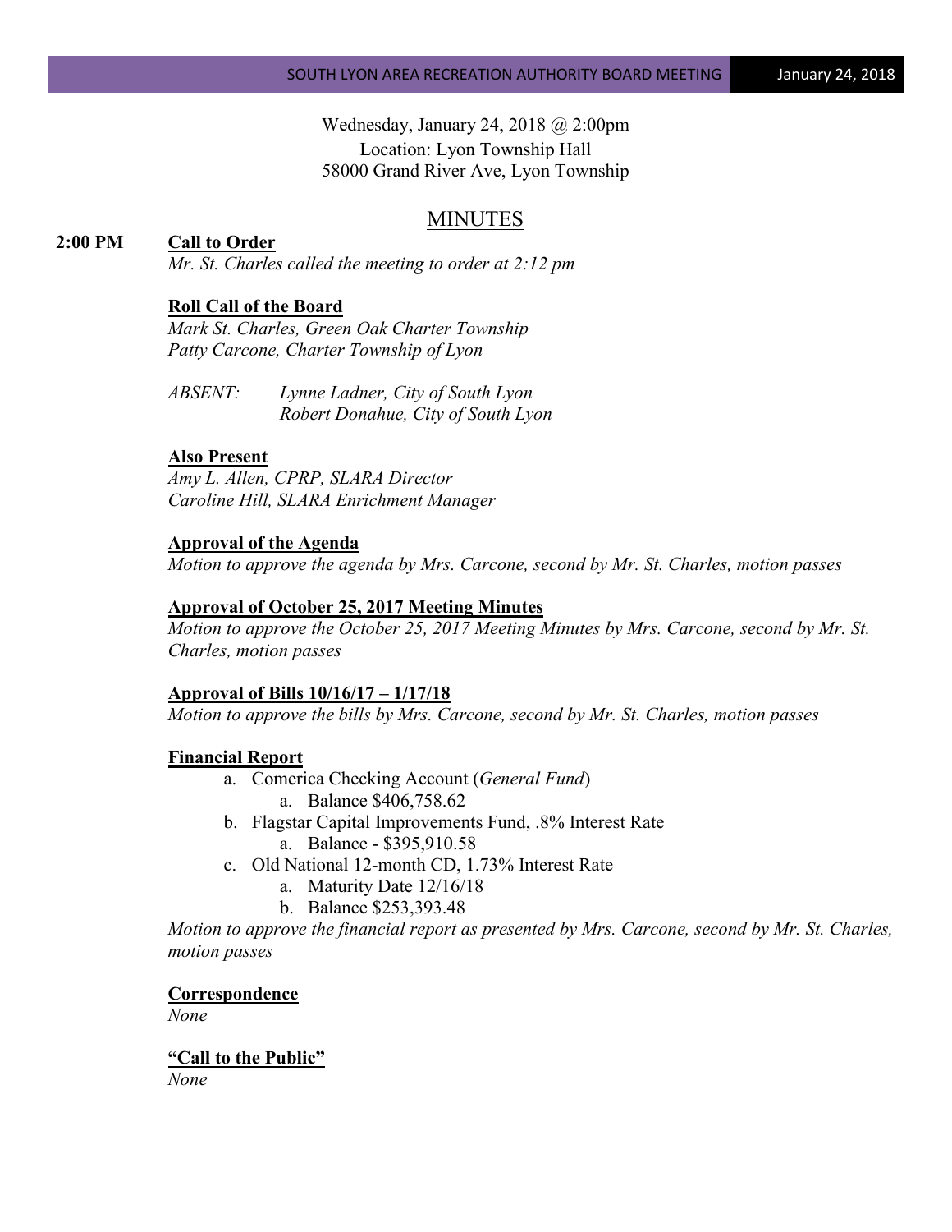Wednesday, January 24, 2018 @ 2:00pm
Location: Lyon Township Hall
58000 Grand River Ave, Lyon Township

# MINUTES

**2:00 PM** **Call to Order**

*Mr. St. Charles called the meeting to order at 2:12 pm*

**Roll Call of the Board**

*Mark St. Charles, Green Oak Charter Township*
*Patty Carcone, Charter Township of Lyon*

*ABSENT: Lynne Ladner, City of South Lyon*
*Robert Donahue, City of South Lyon*

**Also Present**

*Amy L. Allen, CPRP, SLARA Director*
*Caroline Hill, SLARA Enrichment Manager*

**Approval of the Agenda**

*Motion to approve the agenda by Mrs. Carcone, second by Mr. St. Charles, motion passes*

**Approval of October 25, 2017 Meeting Minutes**

*Motion to approve the October 25, 2017 Meeting Minutes by Mrs. Carcone, second by Mr. St. Charles, motion passes*

**Approval of Bills 10/16/17 – 1/17/18**

*Motion to approve the bills by Mrs. Carcone, second by Mr. St. Charles, motion passes*

**Financial Report**

a. Comerica Checking Account (*General Fund*)
   a. Balance $406,758.62
b. Flagstar Capital Improvements Fund, .8% Interest Rate
   a. Balance - $395,910.58
c. Old National 12-month CD, 1.73% Interest Rate
   a. Maturity Date 12/16/18
   b. Balance $253,393.48

*Motion to approve the financial report as presented by Mrs. Carcone, second by Mr. St. Charles, motion passes*

**Correspondence**

*None*

**"Call to the Public"**

*None*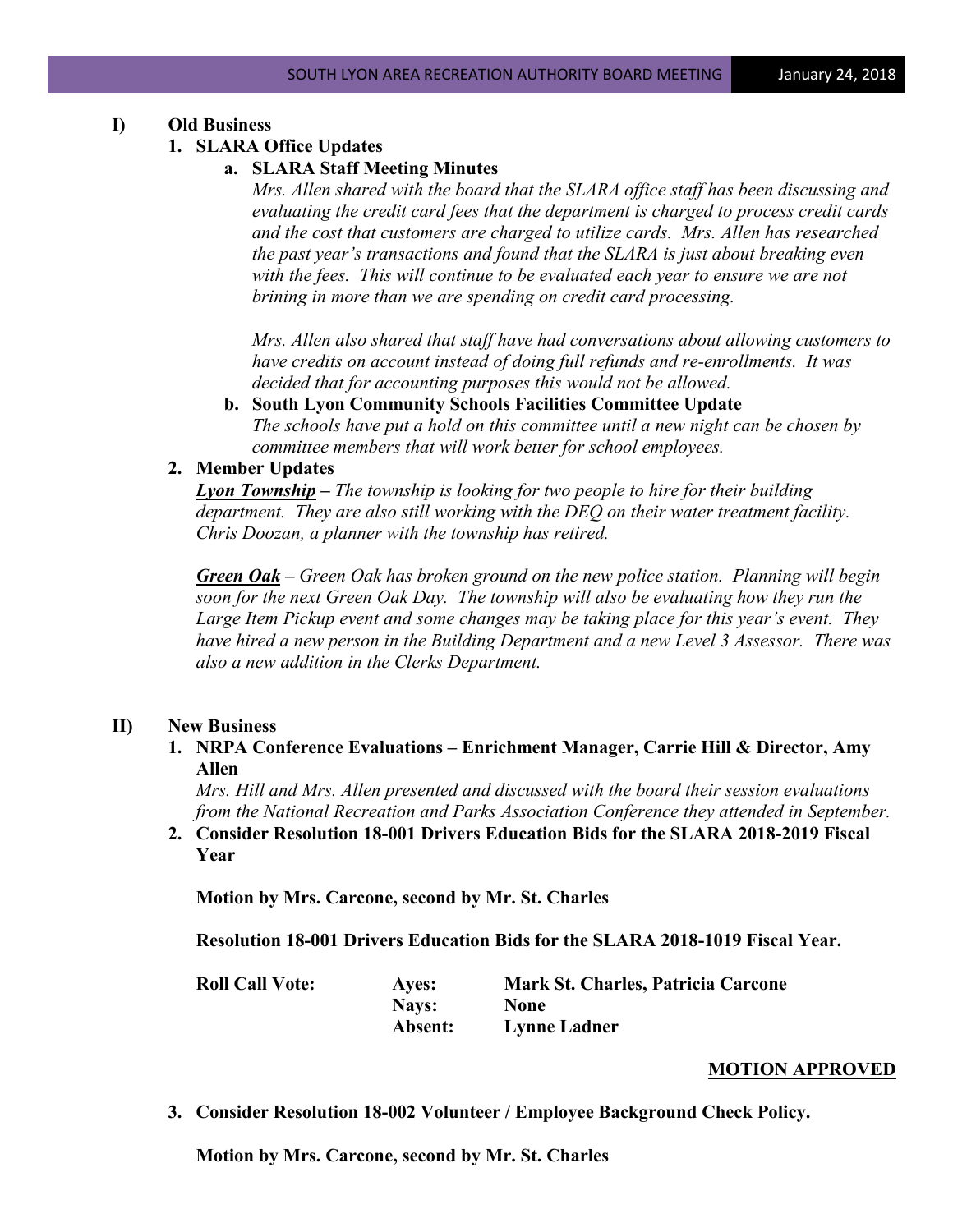## I) Old Business

### 1. SLARA Office Updates

#### a. SLARA Staff Meeting Minutes

*Mrs. Allen shared with the board that the SLARA office staff has been discussing and evaluating the credit card fees that the department is charged to process credit cards and the cost that customers are charged to utilize cards. Mrs. Allen has researched the past year's transactions and found that the SLARA is just about breaking even with the fees. This will continue to be evaluated each year to ensure we are not brining in more than we are spending on credit card processing.*

*Mrs. Allen also shared that staff have had conversations about allowing customers to have credits on account instead of doing full refunds and re-enrollments. It was decided that for accounting purposes this would not be allowed.*

#### b. South Lyon Community Schools Facilities Committee Update

*The schools have put a hold on this committee until a new night can be chosen by committee members that will work better for school employees.*

### 2. Member Updates

***Lyon Township*** *– The township is looking for two people to hire for their building department. They are also still working with the DEQ on their water treatment facility. Chris Doozan, a planner with the township has retired.*

***Green Oak*** *– Green Oak has broken ground on the new police station. Planning will begin soon for the next Green Oak Day. The township will also be evaluating how they run the Large Item Pickup event and some changes may be taking place for this year's event. They have hired a new person in the Building Department and a new Level 3 Assessor. There was also a new addition in the Clerks Department.*

## II) New Business

### 1. NRPA Conference Evaluations – Enrichment Manager, Carrie Hill & Director, Amy Allen

*Mrs. Hill and Mrs. Allen presented and discussed with the board their session evaluations from the National Recreation and Parks Association Conference they attended in September.*

### 2. Consider Resolution 18-001 Drivers Education Bids for the SLARA 2018-2019 Fiscal Year

**Motion by Mrs. Carcone, second by Mr. St. Charles**

**Resolution 18-001 Drivers Education Bids for the SLARA 2018-1019 Fiscal Year.**

| | | |
|---|---|---|
| **Roll Call Vote:** | **Ayes:** | **Mark St. Charles, Patricia Carcone** |
| | **Nays:** | **None** |
| | **Absent:** | **Lynne Ladner** |

**MOTION APPROVED**

### 3. Consider Resolution 18-002 Volunteer / Employee Background Check Policy.

**Motion by Mrs. Carcone, second by Mr. St. Charles**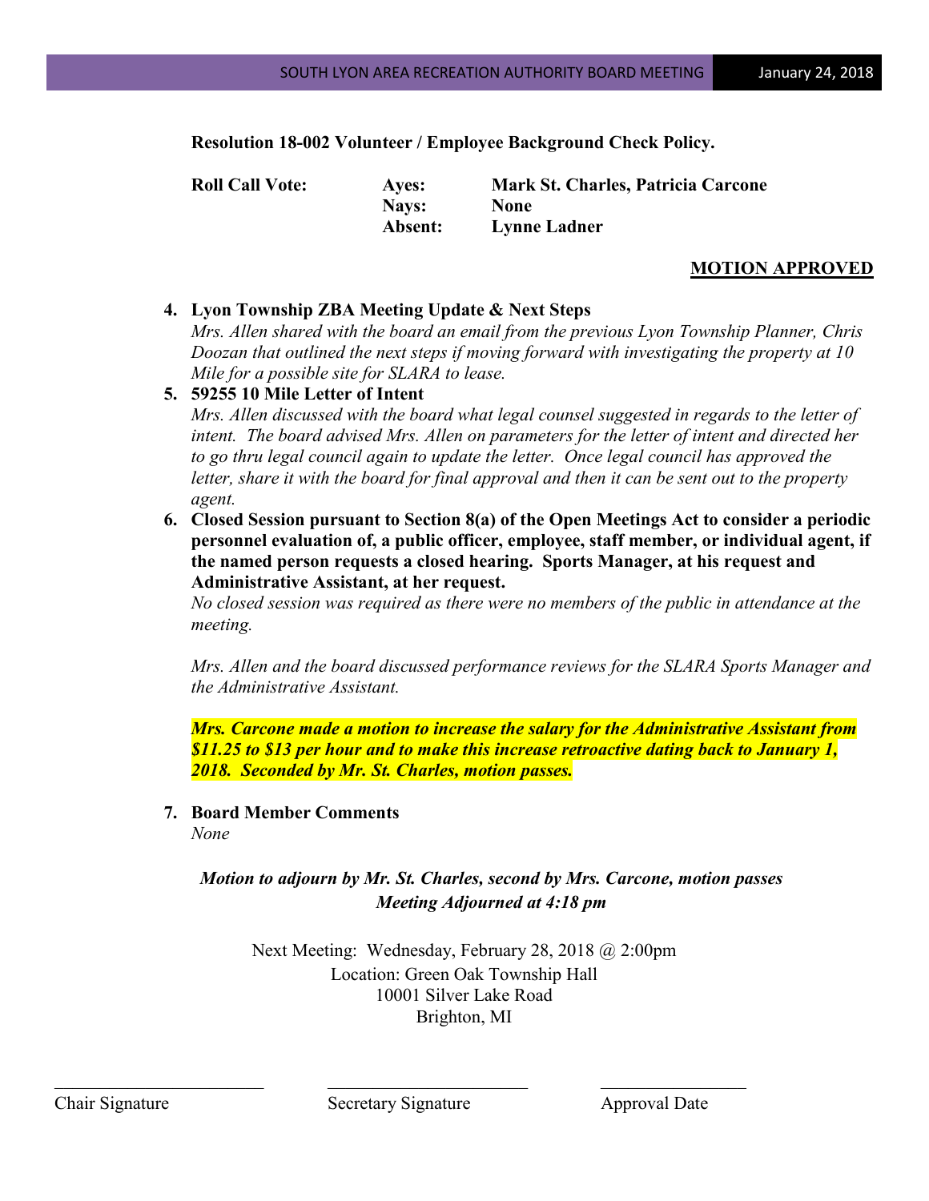**Resolution 18-002 Volunteer / Employee Background Check Policy.**

| | | |
|---|---|---|
| **Roll Call Vote:** | **Ayes:** | **Mark St. Charles, Patricia Carcone** |
| | **Nays:** | **None** |
| | **Absent:** | **Lynne Ladner** |

**MOTION APPROVED**

4. **Lyon Township ZBA Meeting Update & Next Steps**
   *Mrs. Allen shared with the board an email from the previous Lyon Township Planner, Chris Doozan that outlined the next steps if moving forward with investigating the property at 10 Mile for a possible site for SLARA to lease.*
5. **59255 10 Mile Letter of Intent**
   *Mrs. Allen discussed with the board what legal counsel suggested in regards to the letter of intent. The board advised Mrs. Allen on parameters for the letter of intent and directed her to go thru legal council again to update the letter. Once legal council has approved the letter, share it with the board for final approval and then it can be sent out to the property agent.*
6. **Closed Session pursuant to Section 8(a) of the Open Meetings Act to consider a periodic personnel evaluation of, a public officer, employee, staff member, or individual agent, if the named person requests a closed hearing. Sports Manager, at his request and Administrative Assistant, at her request.**
   *No closed session was required as there were no members of the public in attendance at the meeting.*

   *Mrs. Allen and the board discussed performance reviews for the SLARA Sports Manager and the Administrative Assistant.*

   ***Mrs. Carcone made a motion to increase the salary for the Administrative Assistant from $11.25 to $13 per hour and to make this increase retroactive dating back to January 1, 2018. Seconded by Mr. St. Charles, motion passes.***

7. **Board Member Comments**
   *None*

***Motion to adjourn by Mr. St. Charles, second by Mrs. Carcone, motion passes***
***Meeting Adjourned at 4:18 pm***

Next Meeting: Wednesday, February 28, 2018 @ 2:00pm
Location: Green Oak Township Hall
10001 Silver Lake Road
Brighton, MI

\_\_\_\_\_\_\_\_\_\_\_\_\_\_\_\_\_\_\_\_\_\_\_\_ Chair Signature

\_\_\_\_\_\_\_\_\_\_\_\_\_\_\_\_\_\_\_\_\_\_\_\_ Secretary Signature

\_\_\_\_\_\_\_\_\_\_\_\_\_\_\_\_\_ Approval Date